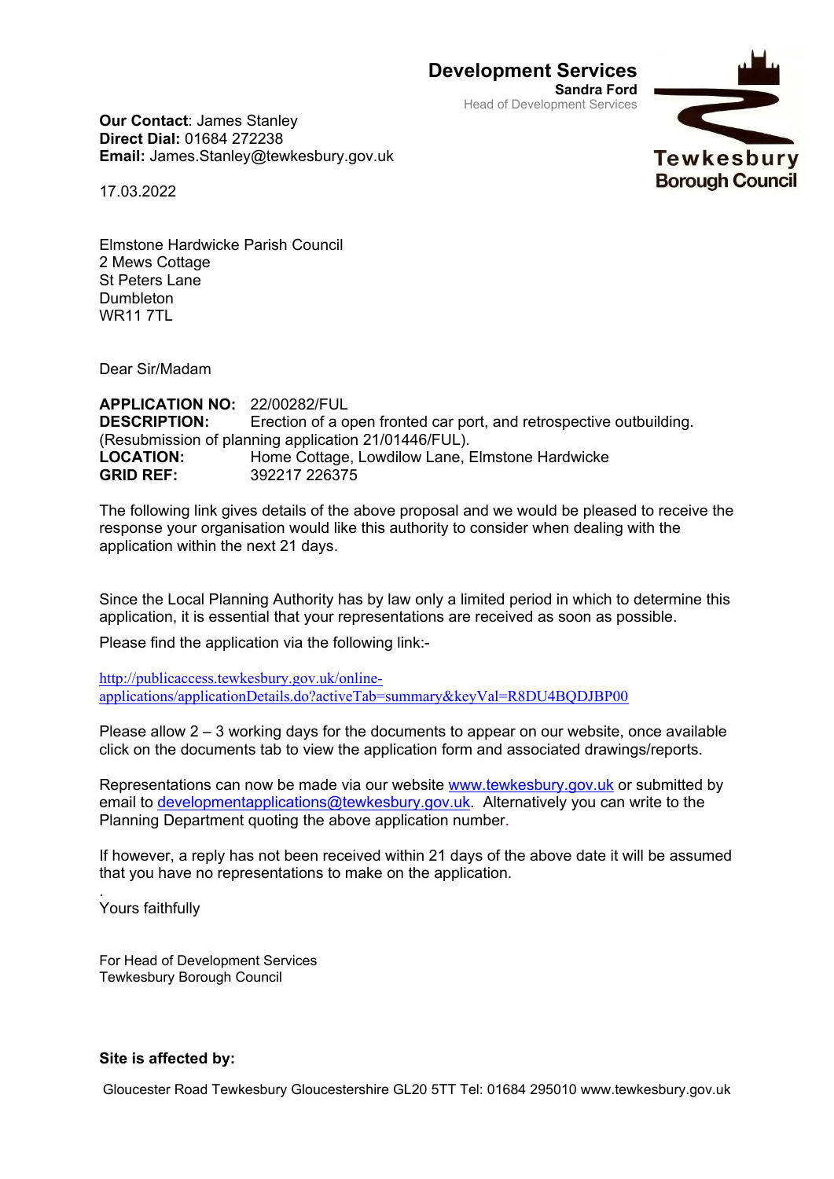**Development Services**
**Sandra Ford**
Head of Development Services

Tewkesbury Borough Council

**Our Contact**: James Stanley
**Direct Dial:** 01684 272238
**Email:** James.Stanley@tewkesbury.gov.uk

17.03.2022

Elmstone Hardwicke Parish Council
2 Mews Cottage
St Peters Lane
Dumbleton
WR11 7TL

Dear Sir/Madam

**APPLICATION NO:** 22/00282/FUL
**DESCRIPTION:** Erection of a open fronted car port, and retrospective outbuilding. (Resubmission of planning application 21/01446/FUL).
**LOCATION:** Home Cottage, Lowdilow Lane, Elmstone Hardwicke
**GRID REF:** 392217 226375

The following link gives details of the above proposal and we would be pleased to receive the response your organisation would like this authority to consider when dealing with the application within the next 21 days.

Since the Local Planning Authority has by law only a limited period in which to determine this application, it is essential that your representations are received as soon as possible.

Please find the application via the following link:-

http://publicaccess.tewkesbury.gov.uk/online-applications/applicationDetails.do?activeTab=summary&keyVal=R8DU4BQDJBP00

Please allow 2 – 3 working days for the documents to appear on our website, once available click on the documents tab to view the application form and associated drawings/reports.

Representations can now be made via our website www.tewkesbury.gov.uk or submitted by email to developmentapplications@tewkesbury.gov.uk. Alternatively you can write to the Planning Department quoting the above application number.

If however, a reply has not been received within 21 days of the above date it will be assumed that you have no representations to make on the application.

.
Yours faithfully

For Head of Development Services
Tewkesbury Borough Council

**Site is affected by:**

Gloucester Road Tewkesbury Gloucestershire GL20 5TT Tel: 01684 295010 www.tewkesbury.gov.uk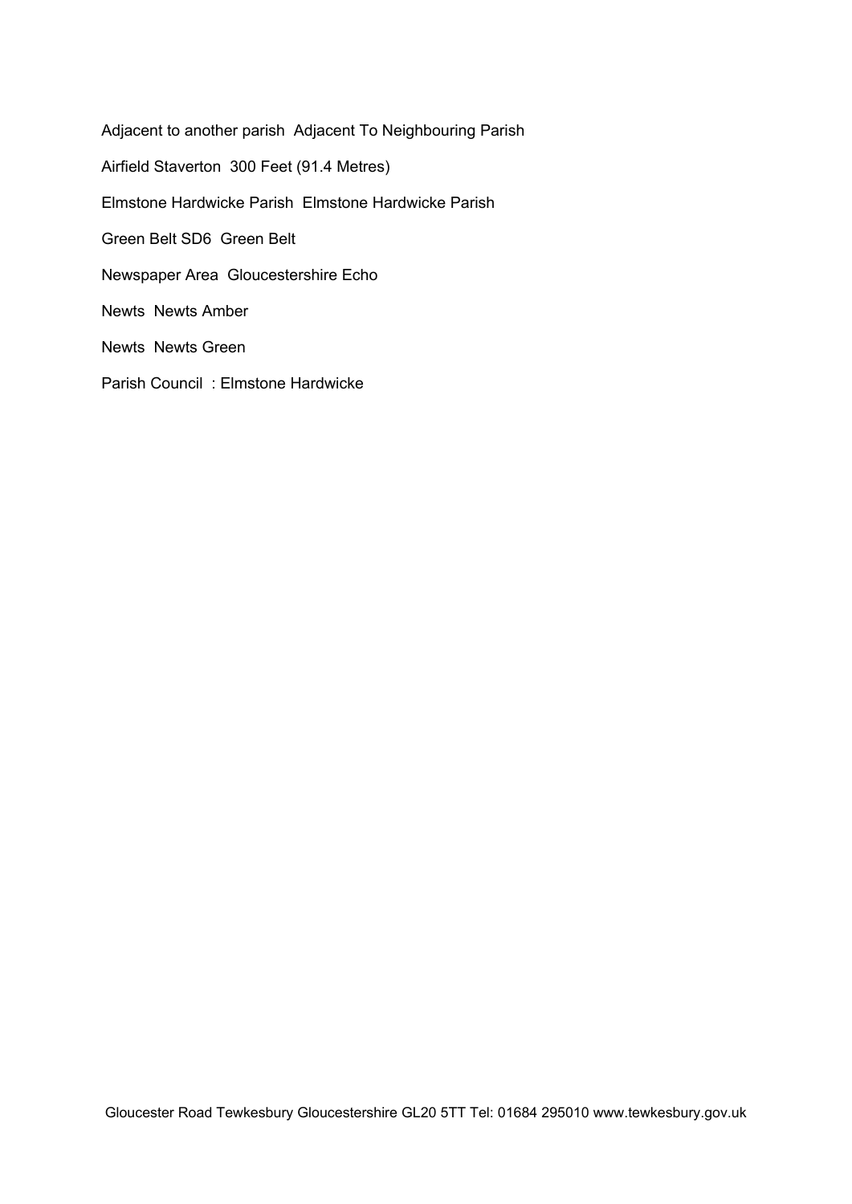Adjacent to another parish  Adjacent To Neighbouring Parish

Airfield Staverton  300 Feet (91.4 Metres)

Elmstone Hardwicke Parish  Elmstone Hardwicke Parish

Green Belt SD6  Green Belt

Newspaper Area  Gloucestershire Echo

Newts  Newts Amber

Newts  Newts Green

Parish Council  : Elmstone Hardwicke